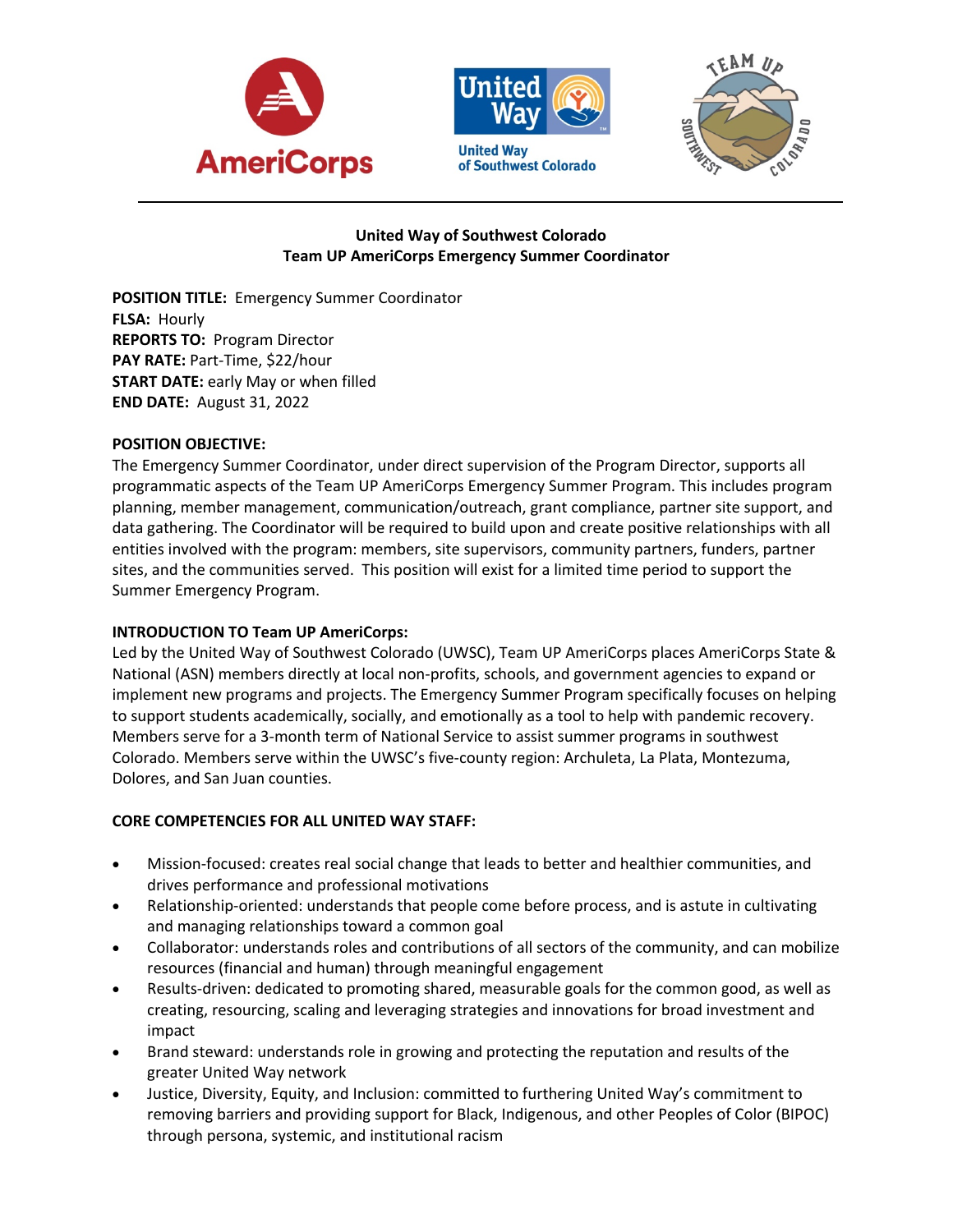**United Way of Southwest Colorado**
**Team UP AmeriCorps Emergency Summer Coordinator**

**POSITION TITLE:** Emergency Summer Coordinator
**FLSA:** Hourly
**REPORTS TO:** Program Director
**PAY RATE:** Part-Time, $22/hour
**START DATE:** early May or when filled
**END DATE:** August 31, 2022

**POSITION OBJECTIVE:**
The Emergency Summer Coordinator, under direct supervision of the Program Director, supports all programmatic aspects of the Team UP AmeriCorps Emergency Summer Program. This includes program planning, member management, communication/outreach, grant compliance, partner site support, and data gathering. The Coordinator will be required to build upon and create positive relationships with all entities involved with the program: members, site supervisors, community partners, funders, partner sites, and the communities served. This position will exist for a limited time period to support the Summer Emergency Program.

**INTRODUCTION TO Team UP AmeriCorps:**
Led by the United Way of Southwest Colorado (UWSC), Team UP AmeriCorps places AmeriCorps State & National (ASN) members directly at local non-profits, schools, and government agencies to expand or implement new programs and projects. The Emergency Summer Program specifically focuses on helping to support students academically, socially, and emotionally as a tool to help with pandemic recovery. Members serve for a 3-month term of National Service to assist summer programs in southwest Colorado. Members serve within the UWSC's five-county region: Archuleta, La Plata, Montezuma, Dolores, and San Juan counties.

**CORE COMPETENCIES FOR ALL UNITED WAY STAFF:**

- Mission-focused: creates real social change that leads to better and healthier communities, and drives performance and professional motivations
- Relationship-oriented: understands that people come before process, and is astute in cultivating and managing relationships toward a common goal
- Collaborator: understands roles and contributions of all sectors of the community, and can mobilize resources (financial and human) through meaningful engagement
- Results-driven: dedicated to promoting shared, measurable goals for the common good, as well as creating, resourcing, scaling and leveraging strategies and innovations for broad investment and impact
- Brand steward: understands role in growing and protecting the reputation and results of the greater United Way network
- Justice, Diversity, Equity, and Inclusion: committed to furthering United Way's commitment to removing barriers and providing support for Black, Indigenous, and other Peoples of Color (BIPOC) through persona, systemic, and institutional racism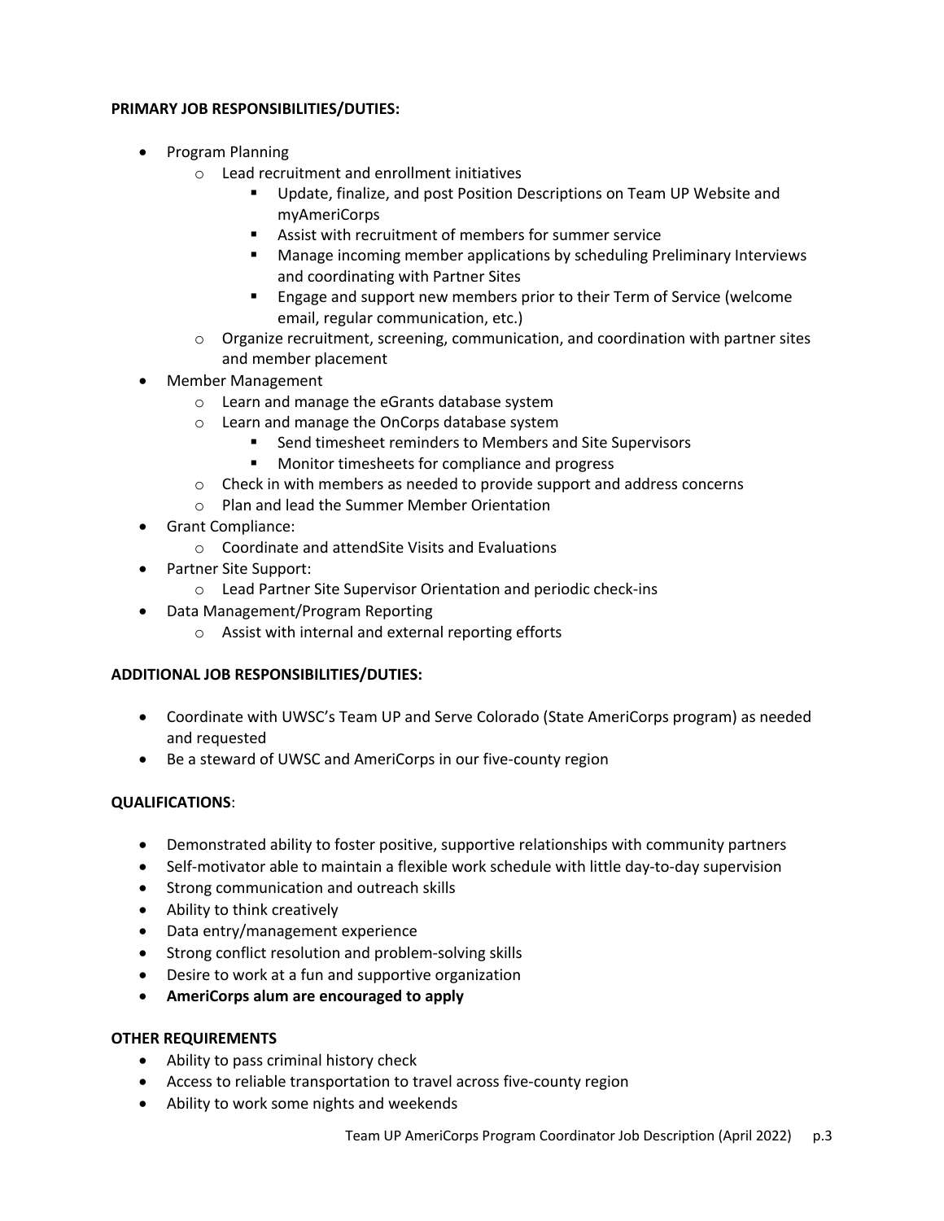**PRIMARY JOB RESPONSIBILITIES/DUTIES:**

- Program Planning
    - Lead recruitment and enrollment initiatives
        - Update, finalize, and post Position Descriptions on Team UP Website and myAmeriCorps
        - Assist with recruitment of members for summer service
        - Manage incoming member applications by scheduling Preliminary Interviews and coordinating with Partner Sites
        - Engage and support new members prior to their Term of Service (welcome email, regular communication, etc.)
    - Organize recruitment, screening, communication, and coordination with partner sites and member placement
- Member Management
    - Learn and manage the eGrants database system
    - Learn and manage the OnCorps database system
        - Send timesheet reminders to Members and Site Supervisors
        - Monitor timesheets for compliance and progress
    - Check in with members as needed to provide support and address concerns
    - Plan and lead the Summer Member Orientation
- Grant Compliance:
    - Coordinate and attendSite Visits and Evaluations
- Partner Site Support:
    - Lead Partner Site Supervisor Orientation and periodic check-ins
- Data Management/Program Reporting
    - Assist with internal and external reporting efforts

**ADDITIONAL JOB RESPONSIBILITIES/DUTIES:**

- Coordinate with UWSC's Team UP and Serve Colorado (State AmeriCorps program) as needed and requested
- Be a steward of UWSC and AmeriCorps in our five-county region

**QUALIFICATIONS**:

- Demonstrated ability to foster positive, supportive relationships with community partners
- Self-motivator able to maintain a flexible work schedule with little day-to-day supervision
- Strong communication and outreach skills
- Ability to think creatively
- Data entry/management experience
- Strong conflict resolution and problem-solving skills
- Desire to work at a fun and supportive organization
- **AmeriCorps alum are encouraged to apply**

**OTHER REQUIREMENTS**

- Ability to pass criminal history check
- Access to reliable transportation to travel across five-county region
- Ability to work some nights and weekends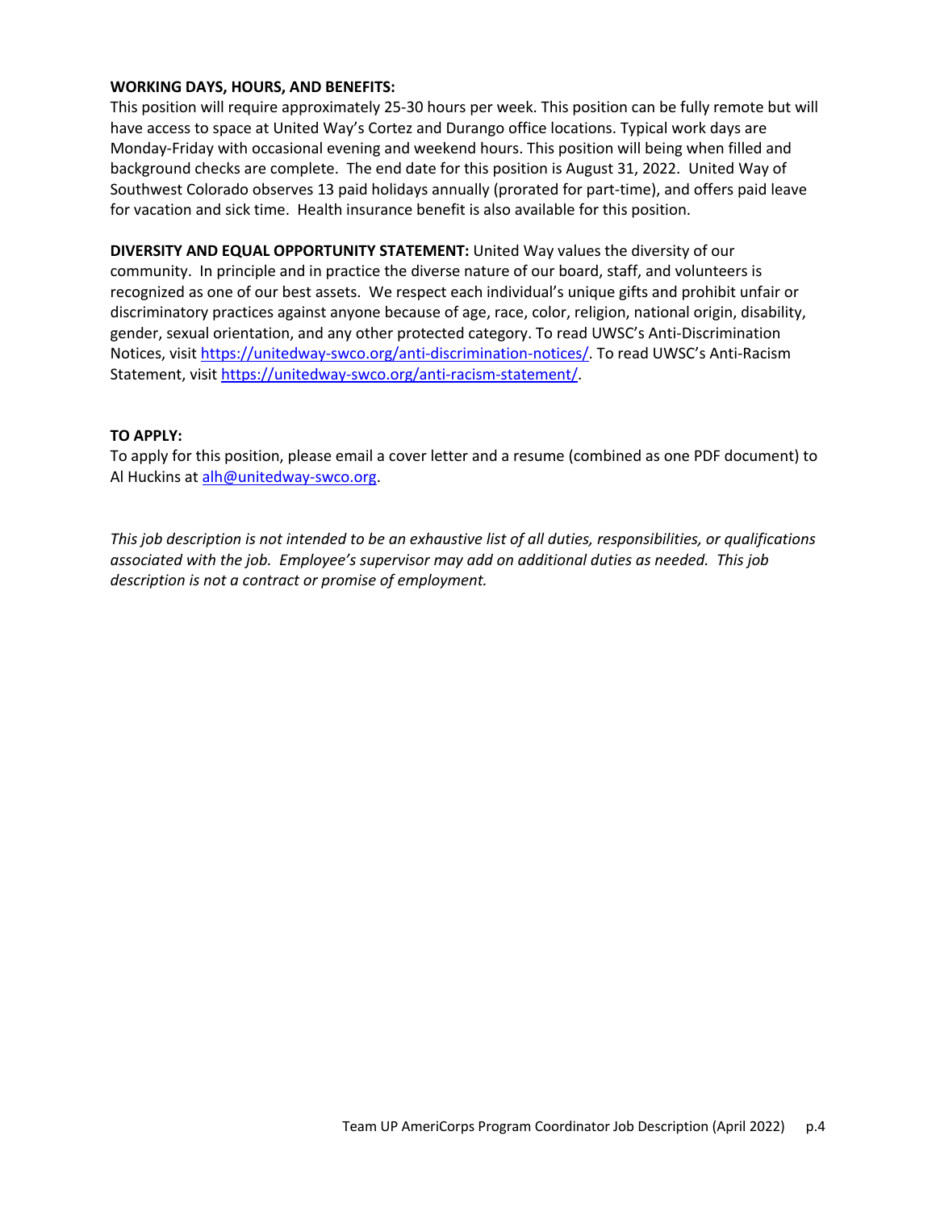**WORKING DAYS, HOURS, AND BENEFITS:**
This position will require approximately 25-30 hours per week. This position can be fully remote but will have access to space at United Way's Cortez and Durango office locations. Typical work days are Monday-Friday with occasional evening and weekend hours. This position will being when filled and background checks are complete. The end date for this position is August 31, 2022. United Way of Southwest Colorado observes 13 paid holidays annually (prorated for part-time), and offers paid leave for vacation and sick time. Health insurance benefit is also available for this position.

**DIVERSITY AND EQUAL OPPORTUNITY STATEMENT:** United Way values the diversity of our community. In principle and in practice the diverse nature of our board, staff, and volunteers is recognized as one of our best assets. We respect each individual's unique gifts and prohibit unfair or discriminatory practices against anyone because of age, race, color, religion, national origin, disability, gender, sexual orientation, and any other protected category. To read UWSC's Anti-Discrimination Notices, visit https://unitedway-swco.org/anti-discrimination-notices/. To read UWSC's Anti-Racism Statement, visit https://unitedway-swco.org/anti-racism-statement/.

**TO APPLY:**
To apply for this position, please email a cover letter and a resume (combined as one PDF document) to Al Huckins at alh@unitedway-swco.org.

*This job description is not intended to be an exhaustive list of all duties, responsibilities, or qualifications associated with the job. Employee's supervisor may add on additional duties as needed. This job description is not a contract or promise of employment.*